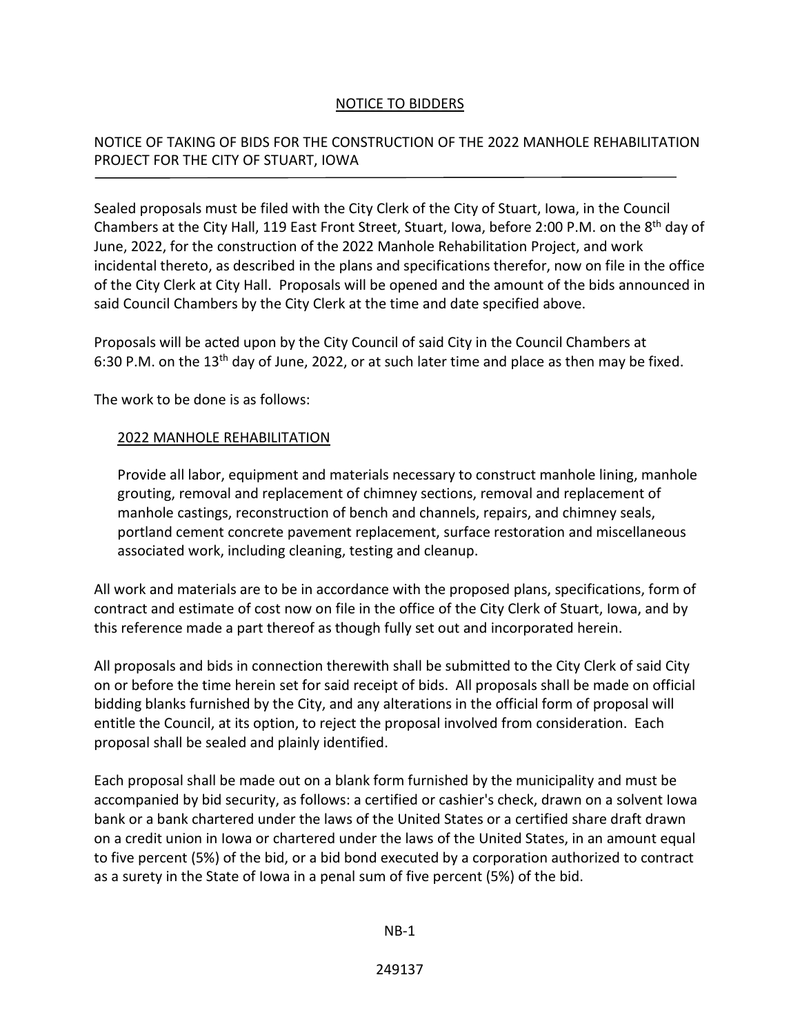# NOTICE TO BIDDERS

## NOTICE OF TAKING OF BIDS FOR THE CONSTRUCTION OF THE 2022 MANHOLE REHABILITATION PROJECT FOR THE CITY OF STUART, IOWA

Sealed proposals must be filed with the City Clerk of the City of Stuart, Iowa, in the Council Chambers at the City Hall, 119 East Front Street, Stuart, Iowa, before 2:00 P.M. on the 8th day of June, 2022, for the construction of the 2022 Manhole Rehabilitation Project, and work incidental thereto, as described in the plans and specifications therefor, now on file in the office of the City Clerk at City Hall. Proposals will be opened and the amount of the bids announced in said Council Chambers by the City Clerk at the time and date specified above.

Proposals will be acted upon by the City Council of said City in the Council Chambers at 6:30 P.M. on the 13th day of June, 2022, or at such later time and place as then may be fixed.

The work to be done is as follows:

2022 MANHOLE REHABILITATION

Provide all labor, equipment and materials necessary to construct manhole lining, manhole grouting, removal and replacement of chimney sections, removal and replacement of manhole castings, reconstruction of bench and channels, repairs, and chimney seals, portland cement concrete pavement replacement, surface restoration and miscellaneous associated work, including cleaning, testing and cleanup.

All work and materials are to be in accordance with the proposed plans, specifications, form of contract and estimate of cost now on file in the office of the City Clerk of Stuart, Iowa, and by this reference made a part thereof as though fully set out and incorporated herein.

All proposals and bids in connection therewith shall be submitted to the City Clerk of said City on or before the time herein set for said receipt of bids. All proposals shall be made on official bidding blanks furnished by the City, and any alterations in the official form of proposal will entitle the Council, at its option, to reject the proposal involved from consideration. Each proposal shall be sealed and plainly identified.

Each proposal shall be made out on a blank form furnished by the municipality and must be accompanied by bid security, as follows: a certified or cashier's check, drawn on a solvent Iowa bank or a bank chartered under the laws of the United States or a certified share draft drawn on a credit union in Iowa or chartered under the laws of the United States, in an amount equal to five percent (5%) of the bid, or a bid bond executed by a corporation authorized to contract as a surety in the State of Iowa in a penal sum of five percent (5%) of the bid.

249137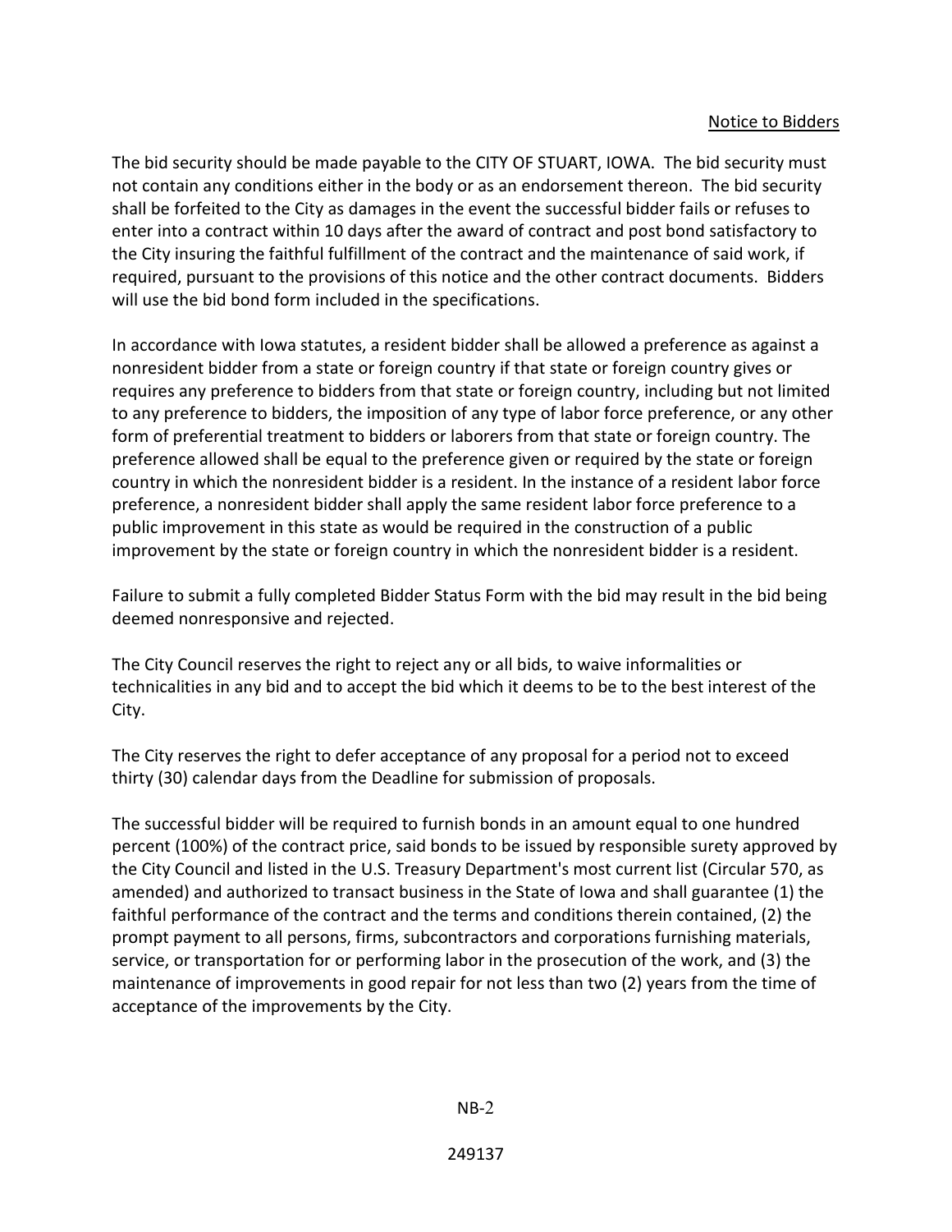The bid security should be made payable to the CITY OF STUART, IOWA. The bid security must not contain any conditions either in the body or as an endorsement thereon. The bid security shall be forfeited to the City as damages in the event the successful bidder fails or refuses to enter into a contract within 10 days after the award of contract and post bond satisfactory to the City insuring the faithful fulfillment of the contract and the maintenance of said work, if required, pursuant to the provisions of this notice and the other contract documents. Bidders will use the bid bond form included in the specifications.

In accordance with Iowa statutes, a resident bidder shall be allowed a preference as against a nonresident bidder from a state or foreign country if that state or foreign country gives or requires any preference to bidders from that state or foreign country, including but not limited to any preference to bidders, the imposition of any type of labor force preference, or any other form of preferential treatment to bidders or laborers from that state or foreign country. The preference allowed shall be equal to the preference given or required by the state or foreign country in which the nonresident bidder is a resident. In the instance of a resident labor force preference, a nonresident bidder shall apply the same resident labor force preference to a public improvement in this state as would be required in the construction of a public improvement by the state or foreign country in which the nonresident bidder is a resident.

Failure to submit a fully completed Bidder Status Form with the bid may result in the bid being deemed nonresponsive and rejected.

The City Council reserves the right to reject any or all bids, to waive informalities or technicalities in any bid and to accept the bid which it deems to be to the best interest of the City.

The City reserves the right to defer acceptance of any proposal for a period not to exceed thirty (30) calendar days from the Deadline for submission of proposals.

The successful bidder will be required to furnish bonds in an amount equal to one hundred percent (100%) of the contract price, said bonds to be issued by responsible surety approved by the City Council and listed in the U.S. Treasury Department's most current list (Circular 570, as amended) and authorized to transact business in the State of Iowa and shall guarantee (1) the faithful performance of the contract and the terms and conditions therein contained, (2) the prompt payment to all persons, firms, subcontractors and corporations furnishing materials, service, or transportation for or performing labor in the prosecution of the work, and (3) the maintenance of improvements in good repair for not less than two (2) years from the time of acceptance of the improvements by the City.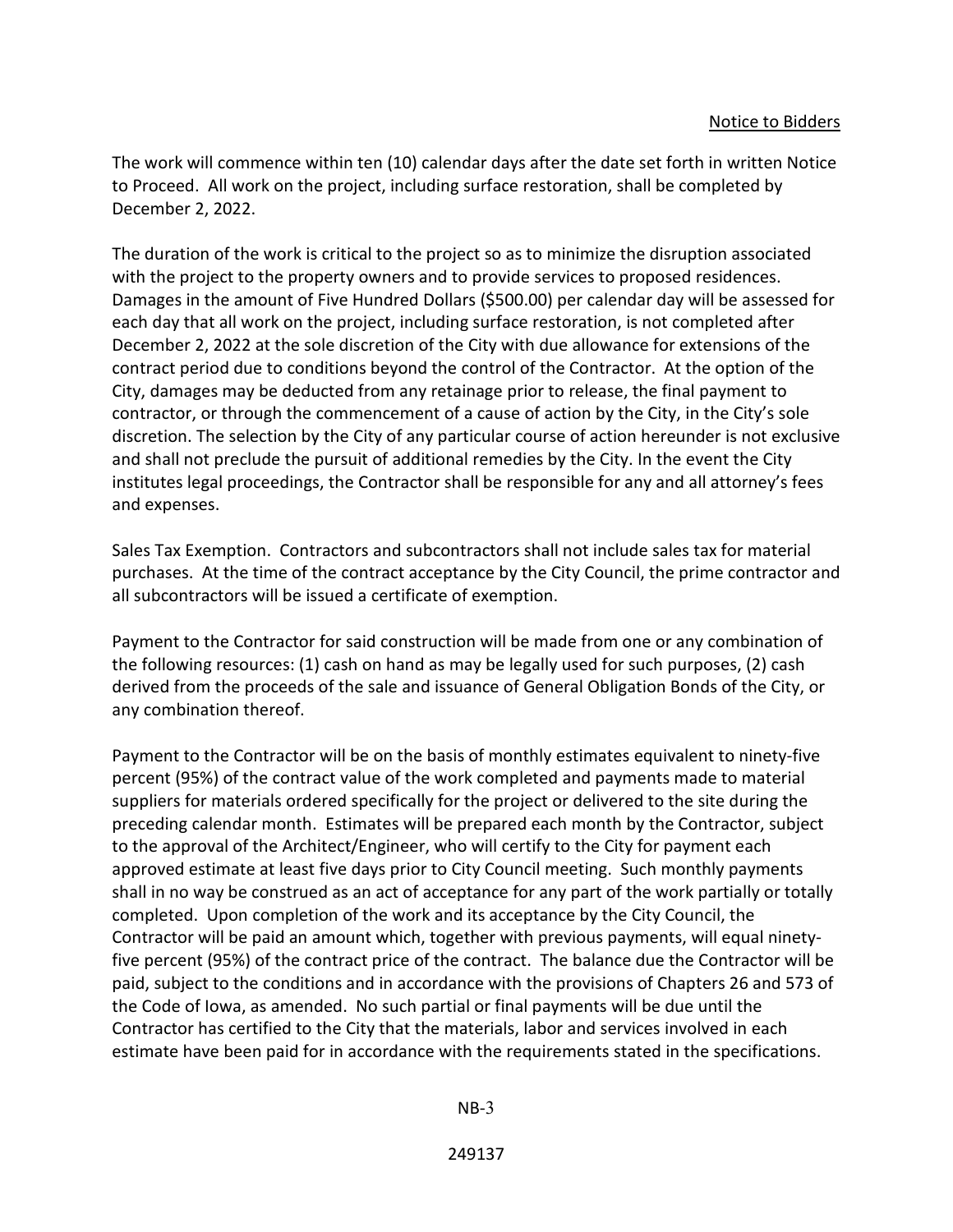The work will commence within ten (10) calendar days after the date set forth in written Notice to Proceed. All work on the project, including surface restoration, shall be completed by December 2, 2022.

The duration of the work is critical to the project so as to minimize the disruption associated with the project to the property owners and to provide services to proposed residences. Damages in the amount of Five Hundred Dollars ($500.00) per calendar day will be assessed for each day that all work on the project, including surface restoration, is not completed after December 2, 2022 at the sole discretion of the City with due allowance for extensions of the contract period due to conditions beyond the control of the Contractor. At the option of the City, damages may be deducted from any retainage prior to release, the final payment to contractor, or through the commencement of a cause of action by the City, in the City's sole discretion. The selection by the City of any particular course of action hereunder is not exclusive and shall not preclude the pursuit of additional remedies by the City. In the event the City institutes legal proceedings, the Contractor shall be responsible for any and all attorney's fees and expenses.

Sales Tax Exemption. Contractors and subcontractors shall not include sales tax for material purchases. At the time of the contract acceptance by the City Council, the prime contractor and all subcontractors will be issued a certificate of exemption.

Payment to the Contractor for said construction will be made from one or any combination of the following resources: (1) cash on hand as may be legally used for such purposes, (2) cash derived from the proceeds of the sale and issuance of General Obligation Bonds of the City, or any combination thereof.

Payment to the Contractor will be on the basis of monthly estimates equivalent to ninety-five percent (95%) of the contract value of the work completed and payments made to material suppliers for materials ordered specifically for the project or delivered to the site during the preceding calendar month. Estimates will be prepared each month by the Contractor, subject to the approval of the Architect/Engineer, who will certify to the City for payment each approved estimate at least five days prior to City Council meeting. Such monthly payments shall in no way be construed as an act of acceptance for any part of the work partially or totally completed. Upon completion of the work and its acceptance by the City Council, the Contractor will be paid an amount which, together with previous payments, will equal ninety-five percent (95%) of the contract price of the contract. The balance due the Contractor will be paid, subject to the conditions and in accordance with the provisions of Chapters 26 and 573 of the Code of Iowa, as amended. No such partial or final payments will be due until the Contractor has certified to the City that the materials, labor and services involved in each estimate have been paid for in accordance with the requirements stated in the specifications.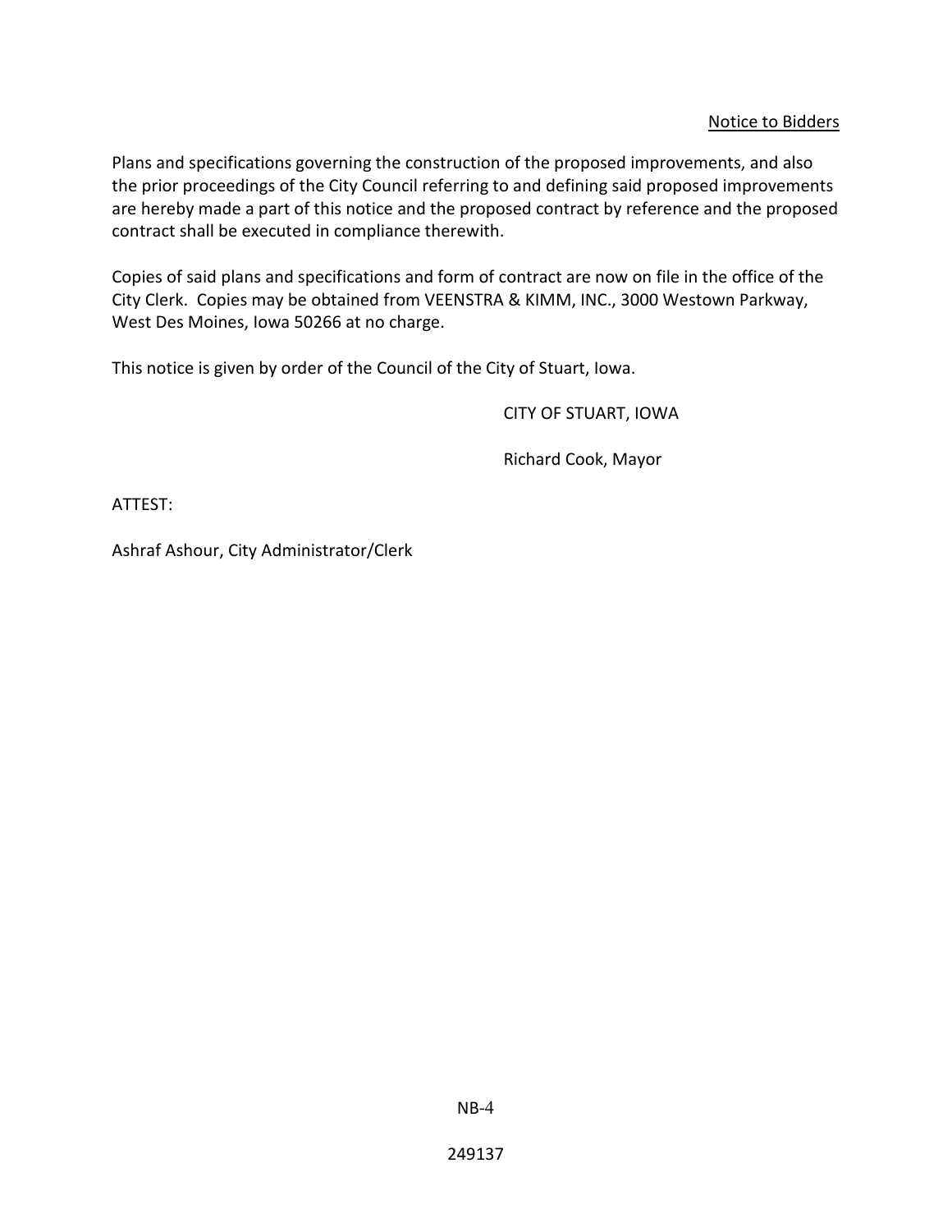Notice to Bidders

Plans and specifications governing the construction of the proposed improvements, and also the prior proceedings of the City Council referring to and defining said proposed improvements are hereby made a part of this notice and the proposed contract by reference and the proposed contract shall be executed in compliance therewith.

Copies of said plans and specifications and form of contract are now on file in the office of the City Clerk. Copies may be obtained from VEENSTRA & KIMM, INC., 3000 Westown Parkway, West Des Moines, Iowa 50266 at no charge.

This notice is given by order of the Council of the City of Stuart, Iowa.

CITY OF STUART, IOWA

Richard Cook, Mayor

ATTEST:

Ashraf Ashour, City Administrator/Clerk